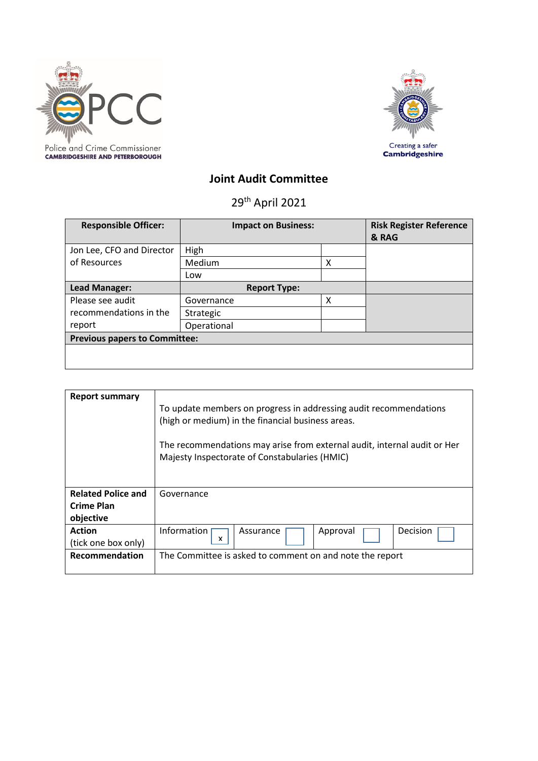Police and Crime Commissioner
CAMBRIDGESHIRE AND PETERBOROUGH

Creating a safer
Cambridgeshire

# Joint Audit Committee

29th April 2021

| Responsible Officer: | Impact on Business: | | Risk Register Reference & RAG |
|---|---|---|---|
| Jon Lee, CFO and Director of Resources | High | | |
| | Medium | X | |
| | Low | | |
| **Lead Manager:** | **Report Type:** | | |
| Please see audit recommendations in the report | Governance | X | |
| | Strategic | | |
| | Operational | | |
| **Previous papers to Committee:** | | | |
| | | | |

| | |
|---|---|
| **Report summary** | To update members on progress in addressing audit recommendations (high or medium) in the financial business areas.<br><br>The recommendations may arise from external audit, internal audit or Her Majesty Inspectorate of Constabularies (HMIC) |
| **Related Police and Crime Plan objective** | Governance |
| **Action** (tick one box only) | Information [x] Assurance [ ] Approval [ ] Decision [ ] |
| **Recommendation** | The Committee is asked to comment on and note the report |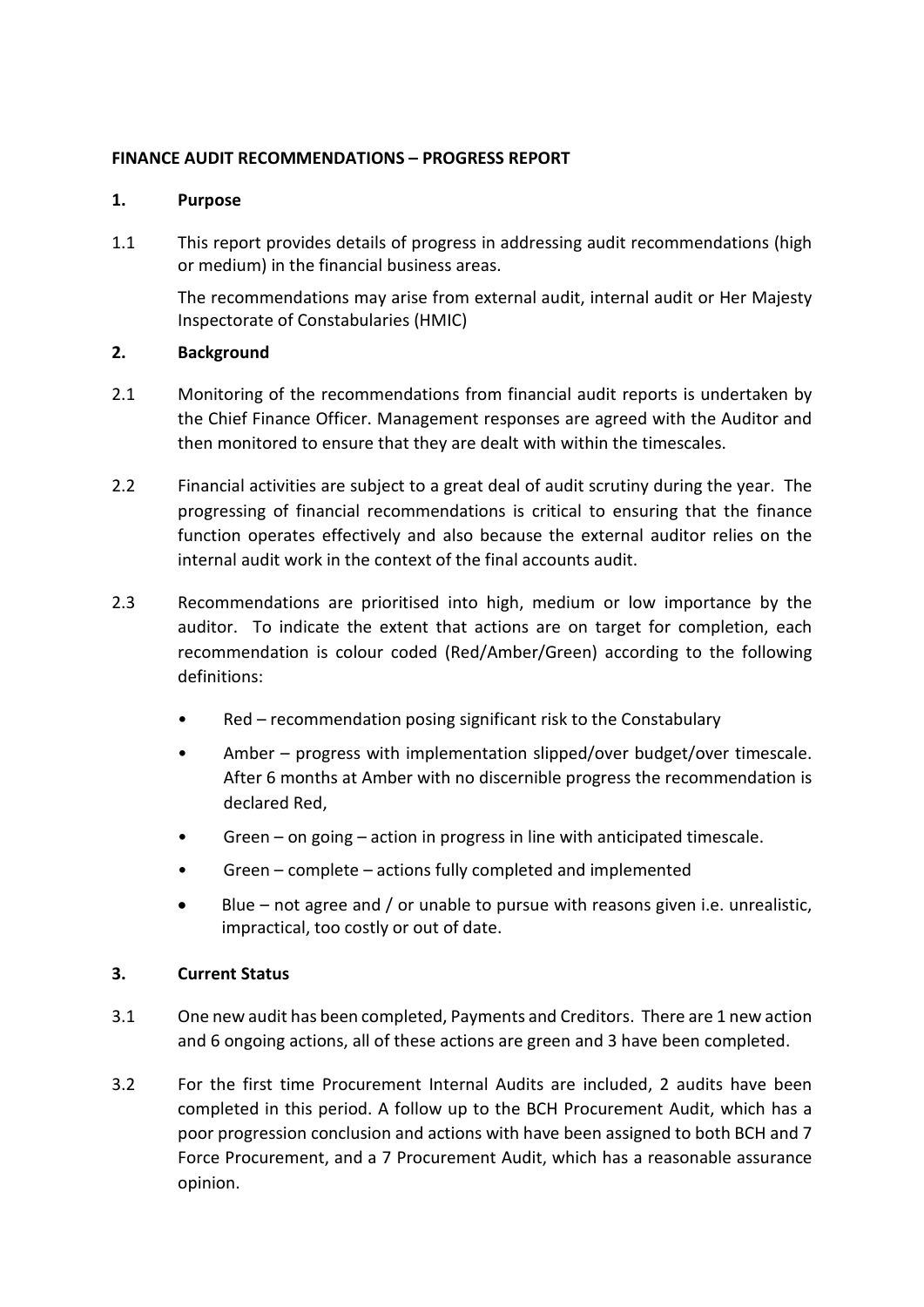**FINANCE AUDIT RECOMMENDATIONS – PROGRESS REPORT**

**1. Purpose**

1.1 This report provides details of progress in addressing audit recommendations (high or medium) in the financial business areas.

The recommendations may arise from external audit, internal audit or Her Majesty Inspectorate of Constabularies (HMIC)

**2. Background**

2.1 Monitoring of the recommendations from financial audit reports is undertaken by the Chief Finance Officer. Management responses are agreed with the Auditor and then monitored to ensure that they are dealt with within the timescales.

2.2 Financial activities are subject to a great deal of audit scrutiny during the year. The progressing of financial recommendations is critical to ensuring that the finance function operates effectively and also because the external auditor relies on the internal audit work in the context of the final accounts audit.

2.3 Recommendations are prioritised into high, medium or low importance by the auditor. To indicate the extent that actions are on target for completion, each recommendation is colour coded (Red/Amber/Green) according to the following definitions:

- Red – recommendation posing significant risk to the Constabulary
- Amber – progress with implementation slipped/over budget/over timescale. After 6 months at Amber with no discernible progress the recommendation is declared Red,
- Green – on going – action in progress in line with anticipated timescale.
- Green – complete – actions fully completed and implemented
- Blue – not agree and / or unable to pursue with reasons given i.e. unrealistic, impractical, too costly or out of date.

**3. Current Status**

3.1 One new audit has been completed, Payments and Creditors. There are 1 new action and 6 ongoing actions, all of these actions are green and 3 have been completed.

3.2 For the first time Procurement Internal Audits are included, 2 audits have been completed in this period. A follow up to the BCH Procurement Audit, which has a poor progression conclusion and actions with have been assigned to both BCH and 7 Force Procurement, and a 7 Procurement Audit, which has a reasonable assurance opinion.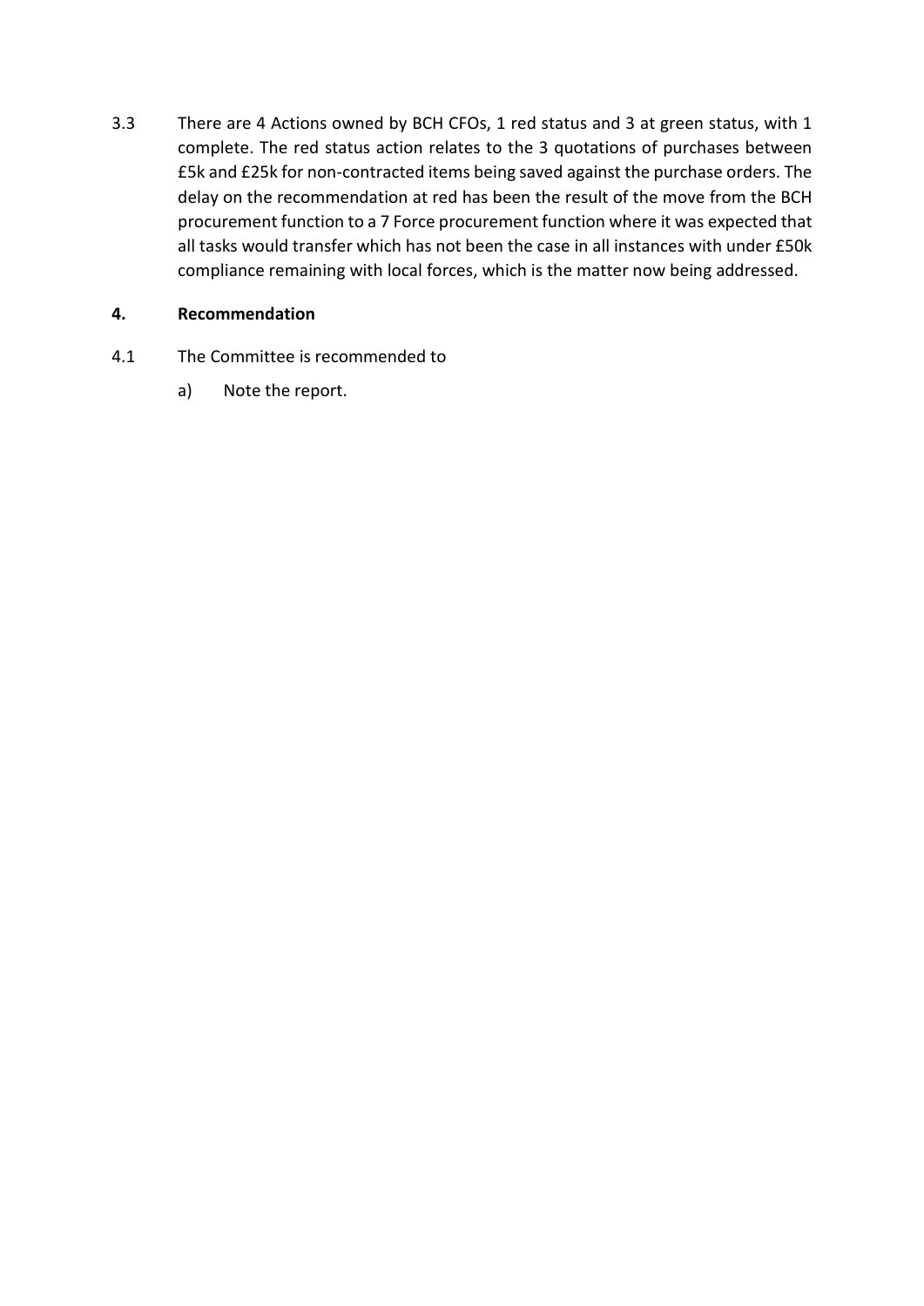3.3 There are 4 Actions owned by BCH CFOs, 1 red status and 3 at green status, with 1 complete. The red status action relates to the 3 quotations of purchases between £5k and £25k for non-contracted items being saved against the purchase orders. The delay on the recommendation at red has been the result of the move from the BCH procurement function to a 7 Force procurement function where it was expected that all tasks would transfer which has not been the case in all instances with under £50k compliance remaining with local forces, which is the matter now being addressed.

## 4. Recommendation

4.1 The Committee is recommended to

a) Note the report.